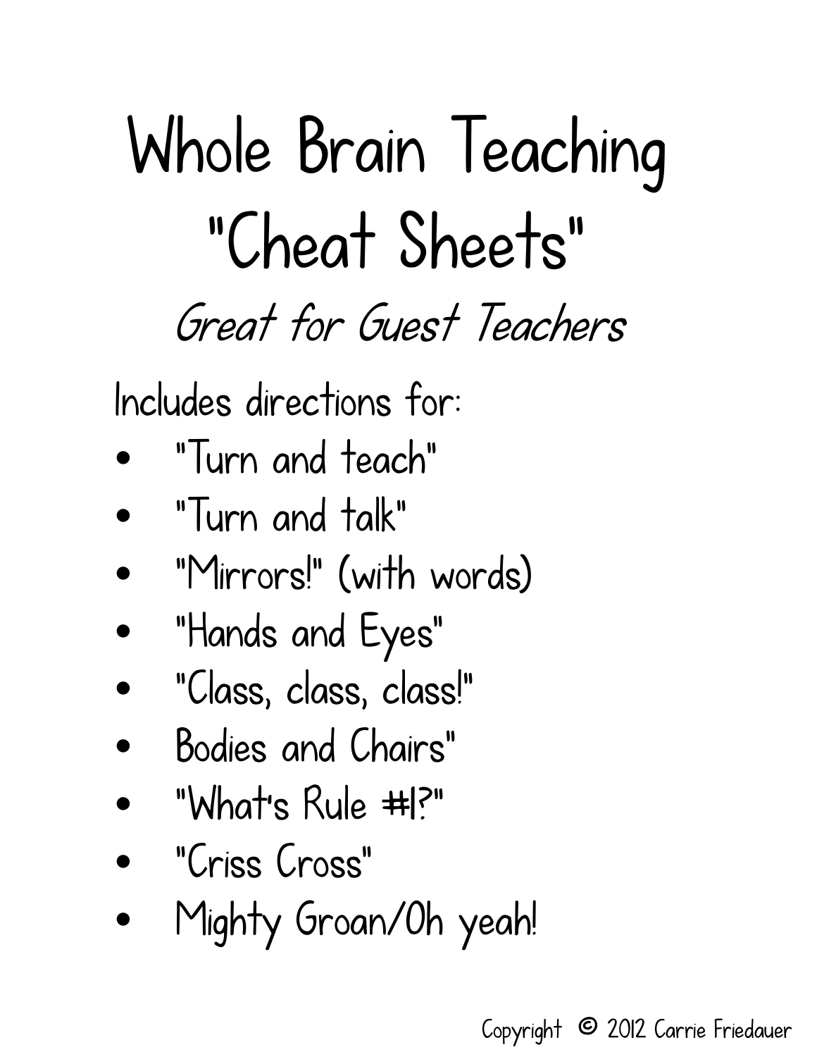# Whole Brain Teaching "Cheat Sheets"

## *Great for Guest Teachers*

Includes directions for:

- "Turn and teach"
- "Turn and talk"
- "Mirrors!" (with words)
- "Hands and Eyes"
- "Class, class, class!"
- Bodies and Chairs"
- "What's Rule #1?"
- "Criss Cross"
- Mighty Groan/Oh yeah!

Copyright © 2012 Carrie Friedauer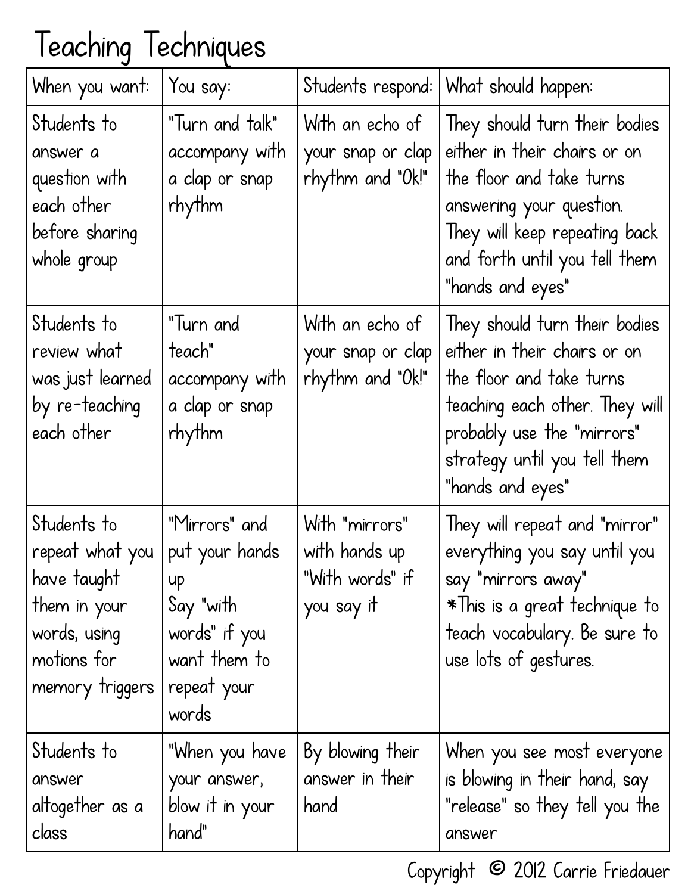# Teaching Techniques

| When you want: | You say: | Students respond: | What should happen: |
|---|---|---|---|
| Students to answer a question with each other before sharing whole group | "Turn and talk" accompany with a clap or snap rhythm | With an echo of your snap or clap rhythm and "Ok!" | They should turn their bodies either in their chairs or on the floor and take turns answering your question. They will keep repeating back and forth until you tell them "hands and eyes" |
| Students to review what was just learned by re-teaching each other | "Turn and teach" accompany with a clap or snap rhythm | With an echo of your snap or clap rhythm and "Ok!" | They should turn their bodies either in their chairs or on the floor and take turns teaching each other. They will probably use the "mirrors" strategy until you tell them "hands and eyes" |
| Students to repeat what you have taught them in your words, using motions for memory triggers | "Mirrors" and put your hands up<br>Say "with words" if you want them to repeat your words | With "mirrors" with hands up<br>"With words" if you say it | They will repeat and "mirror" everything you say until you say "mirrors away"<br>*This is a great technique to teach vocabulary. Be sure to use lots of gestures. |
| Students to answer altogether as a class | "When you have your answer, blow it in your hand" | By blowing their answer in their hand | When you see most everyone is blowing in their hand, say "release" so they tell you the answer |

Copyright © 2012 Carrie Friedauer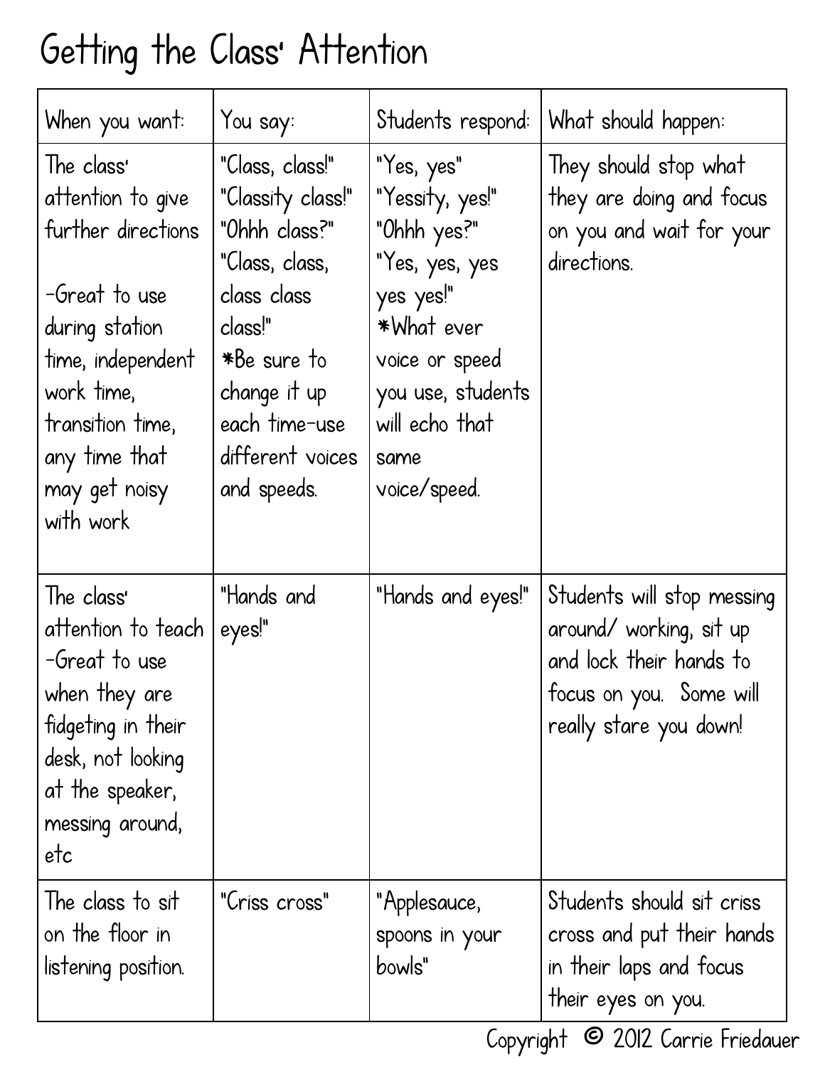# Getting the Class' Attention

| When you want: | You say: | Students respond: | What should happen: |
|---|---|---|---|
| The class' attention to give further directions<br><br>-Great to use during station time, independent work time, transition time, any time that may get noisy with work | "Class, class!"<br>"Classity class!"<br>"Ohhh class?"<br>"Class, class, class class class!"<br>*Be sure to change it up each time-use different voices and speeds. | "Yes, yes"<br>"Yessity, yes!"<br>"Ohhh yes?"<br>"Yes, yes, yes yes yes!"<br>*What ever voice or speed you use, students will echo that same voice/speed. | They should stop what they are doing and focus on you and wait for your directions. |
| The class' attention to teach<br>-Great to use when they are fidgeting in their desk, not looking at the speaker, messing around, etc | "Hands and eyes!" | "Hands and eyes!" | Students will stop messing around/ working, sit up and lock their hands to focus on you. Some will really stare you down! |
| The class to sit on the floor in listening position. | "Criss cross" | "Applesauce, spoons in your bowls" | Students should sit criss cross and put their hands in their laps and focus their eyes on you. |

Copyright © 2012 Carrie Friedauer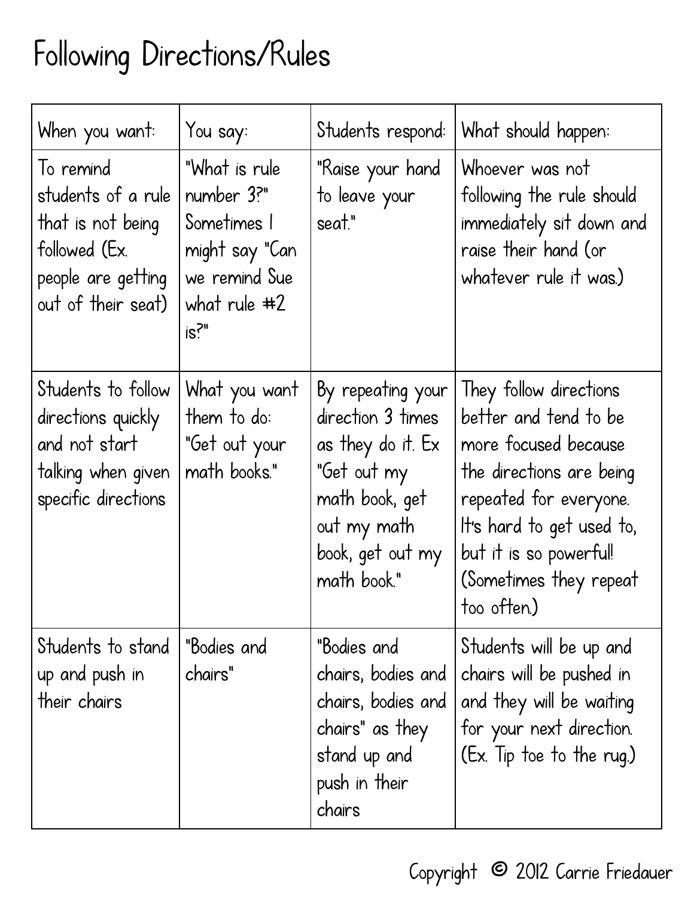# Following Directions/Rules

| When you want: | You say: | Students respond: | What should happen: |
| --- | --- | --- | --- |
| To remind students of a rule that is not being followed (Ex. people are getting out of their seat) | "What is rule number 3?" Sometimes I might say "Can we remind Sue what rule #2 is?" | "Raise your hand to leave your seat." | Whoever was not following the rule should immediately sit down and raise their hand (or whatever rule it was.) |
| Students to follow directions quickly and not start talking when given specific directions | What you want them to do: "Get out your math books." | By repeating your direction 3 times as they do it. Ex "Get out my math book, get out my math book, get out my math book." | They follow directions better and tend to be more focused because the directions are being repeated for everyone. It's hard to get used to, but it is so powerful! (Sometimes they repeat too often.) |
| Students to stand up and push in their chairs | "Bodies and chairs" | "Bodies and chairs, bodies and chairs, bodies and chairs" as they stand up and push in their chairs | Students will be up and chairs will be pushed in and they will be waiting for your next direction. (Ex. Tip toe to the rug.) |

Copyright © 2012 Carrie Friedauer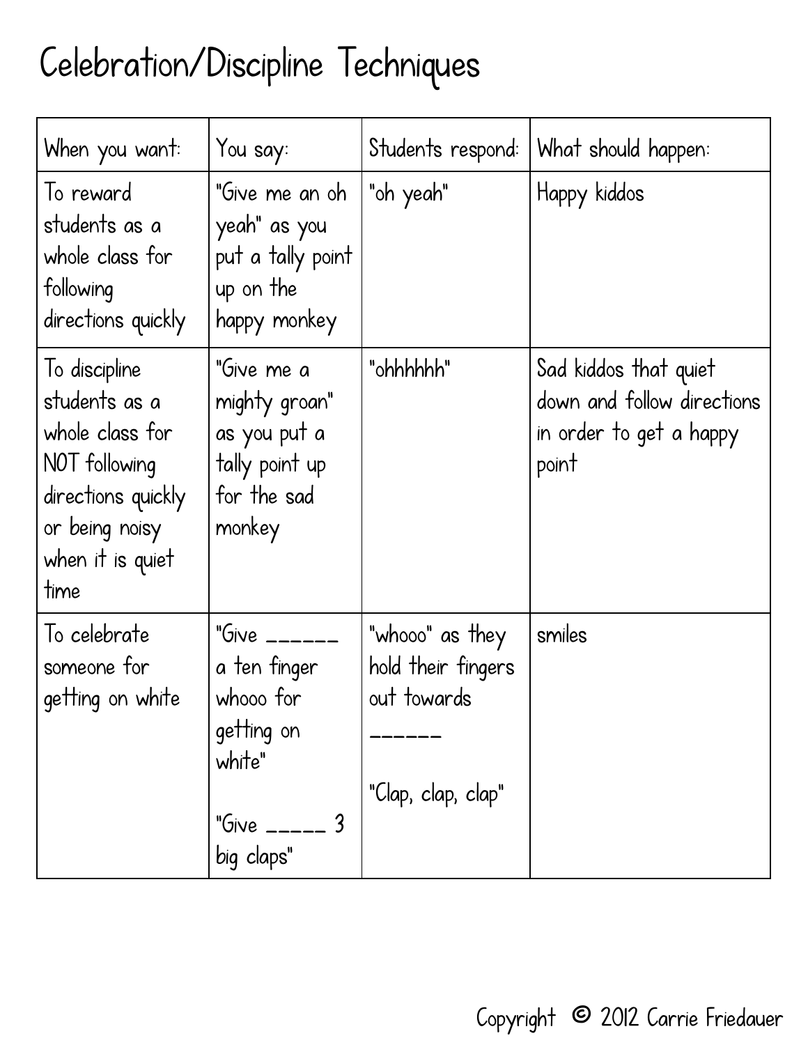# Celebration/Discipline Techniques

| When you want: | You say: | Students respond: | What should happen: |
|---|---|---|---|
| To reward students as a whole class for following directions quickly | "Give me an oh yeah" as you put a tally point up on the happy monkey | "oh yeah" | Happy kiddos |
| To discipline students as a whole class for NOT following directions quickly or being noisy when it is quiet time | "Give me a mighty groan" as you put a tally point up for the sad monkey | "ohhhhhh" | Sad kiddos that quiet down and follow directions in order to get a happy point |
| To celebrate someone for getting on white | "Give ______ a ten finger whooo for getting on white"<br><br>"Give _____ 3 big claps" | "whooo" as they hold their fingers out towards ______<br><br>"Clap, clap, clap" | smiles |

Copyright © 2012 Carrie Friedauer